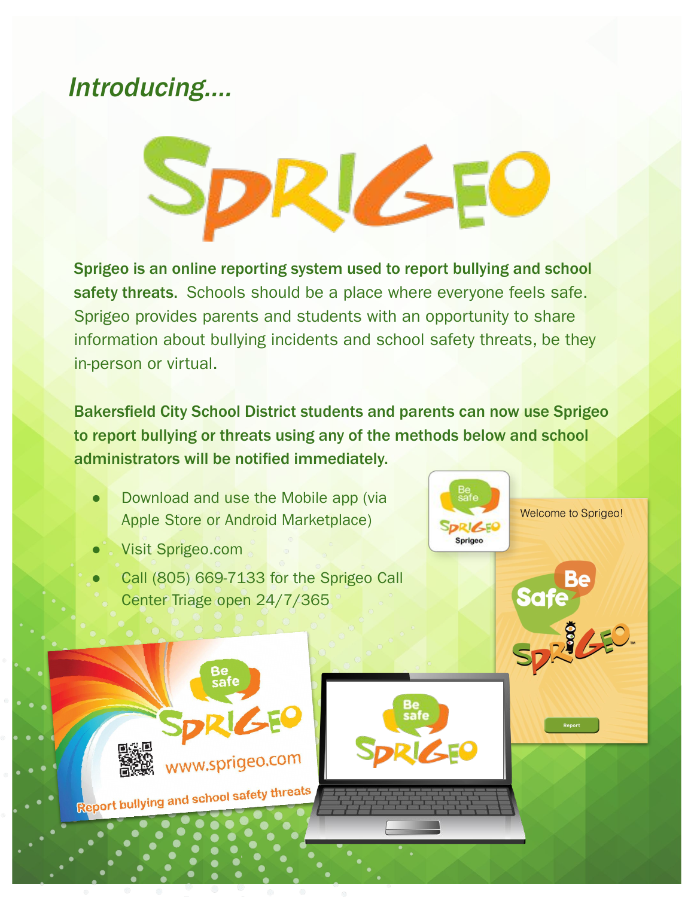*Introducing....*

# SPRIGEO

**Sprigeo is an online reporting system used to report bullying and school safety threats.** Schools should be a place where everyone feels safe. Sprigeo provides parents and students with an opportunity to share information about bullying incidents and school safety threats, be they in-person or virtual.

**Bakersfield City School District students and parents can now use Sprigeo to report bullying or threats using any of the methods below and school administrators will be notified immediately.**

- Download and use the Mobile app (via Apple Store or Android Marketplace)
- Visit Sprigeo.com
- Call (805) 669-7133 for the Sprigeo Call Center Triage open 24/7/365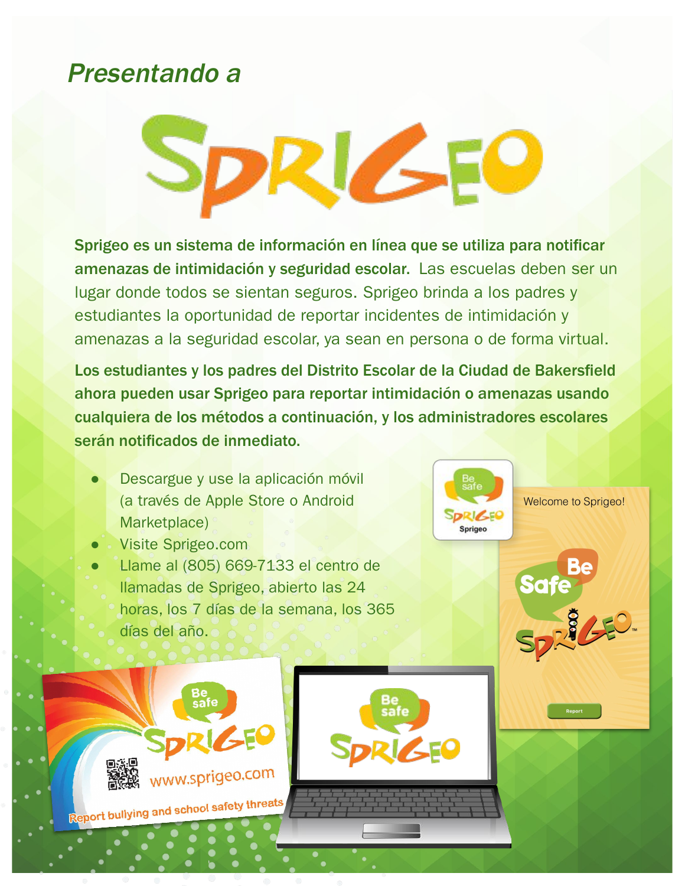*Presentando a*

# SPRIGEO

**Sprigeo es un sistema de información en línea que se utiliza para notificar amenazas de intimidación y seguridad escolar.** Las escuelas deben ser un lugar donde todos se sientan seguros. Sprigeo brinda a los padres y estudiantes la oportunidad de reportar incidentes de intimidación y amenazas a la seguridad escolar, ya sean en persona o de forma virtual.

**Los estudiantes y los padres del Distrito Escolar de la Ciudad de Bakersfield ahora pueden usar Sprigeo para reportar intimidación o amenazas usando cualquiera de los métodos a continuación, y los administradores escolares serán notificados de inmediato.**

- Descargue y use la aplicación móvil (a través de Apple Store o Android Marketplace)
- Visite Sprigeo.com
- Llame al (805) 669-7133 el centro de llamadas de Sprigeo, abierto las 24 horas, los 7 días de la semana, los 365 días del año.

Be safe Sprigeo

Welcome to Sprigeo!

Be Safe SPRIGEO™

Report

Be safe SPRIGEO www.sprigeo.com Report bullying and school safety threats

Be safe SPRIGEO